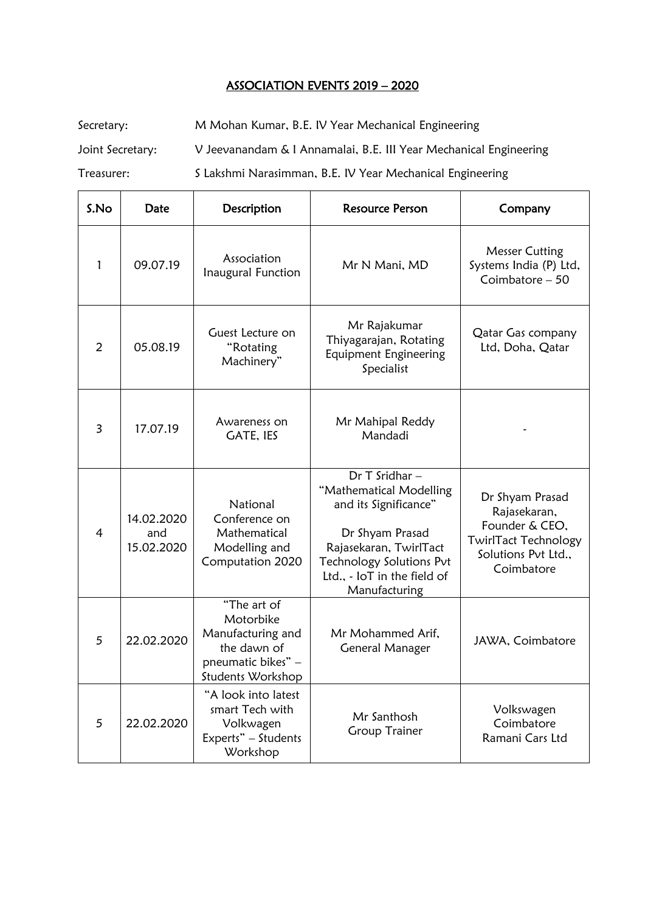# ASSOCIATION EVENTS 2019 – 2020

Secretary: M Mohan Kumar, B.E. IV Year Mechanical Engineering

Joint Secretary: V Jeevanandam & I Annamalai, B.E. III Year Mechanical Engineering

Treasurer: S Lakshmi Narasimman, B.E. IV Year Mechanical Engineering

| S.No | Date | Description | Resource Person | Company |
|---|---|---|---|---|
| 1 | 09.07.19 | Association Inaugural Function | Mr N Mani, MD | Messer Cutting Systems India (P) Ltd, Coimbatore – 50 |
| 2 | 05.08.19 | Guest Lecture on "Rotating Machinery" | Mr Rajakumar Thiyagarajan, Rotating Equipment Engineering Specialist | Qatar Gas company Ltd, Doha, Qatar |
| 3 | 17.07.19 | Awareness on GATE, IES | Mr Mahipal Reddy Mandadi | - |
| 4 | 14.02.2020 and 15.02.2020 | National Conference on Mathematical Modelling and Computation 2020 | Dr T Sridhar – "Mathematical Modelling and its Significance"<br><br>Dr Shyam Prasad Rajasekaran, TwirlTact Technology Solutions Pvt Ltd., - IoT in the field of Manufacturing | Dr Shyam Prasad Rajasekaran, Founder & CEO, TwirlTact Technology Solutions Pvt Ltd., Coimbatore |
| 5 | 22.02.2020 | "The art of Motorbike Manufacturing and the dawn of pneumatic bikes" – Students Workshop | Mr Mohammed Arif, General Manager | JAWA, Coimbatore |
| 5 | 22.02.2020 | "A look into latest smart Tech with Volkwagen Experts" – Students Workshop | Mr Santhosh Group Trainer | Volkswagen Coimbatore Ramani Cars Ltd |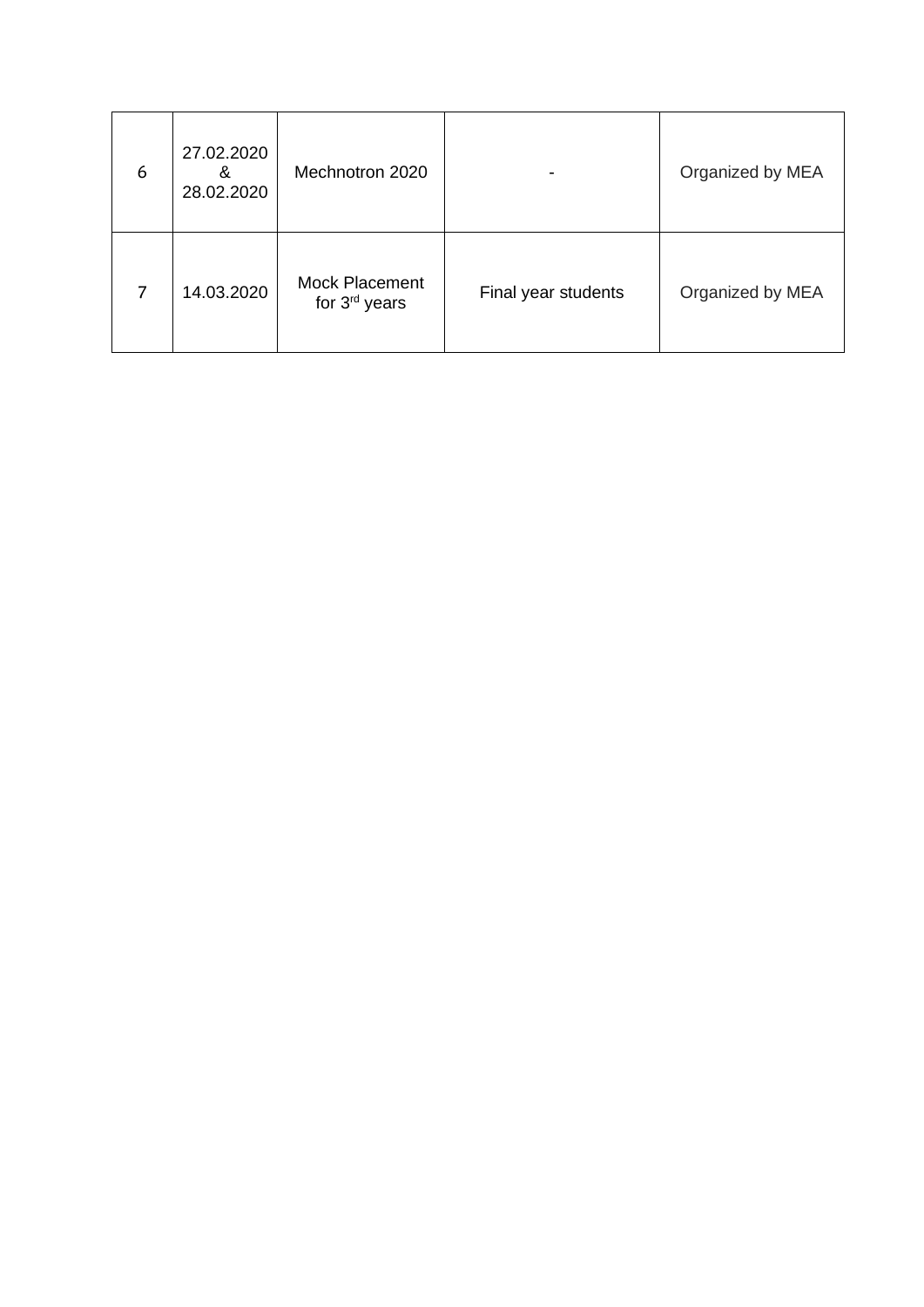| | | | | |
|---|---|---|---|---|
| 6 | 27.02.2020 & 28.02.2020 | Mechnotron 2020 | - | Organized by MEA |
| 7 | 14.03.2020 | Mock Placement for 3rd years | Final year students | Organized by MEA |